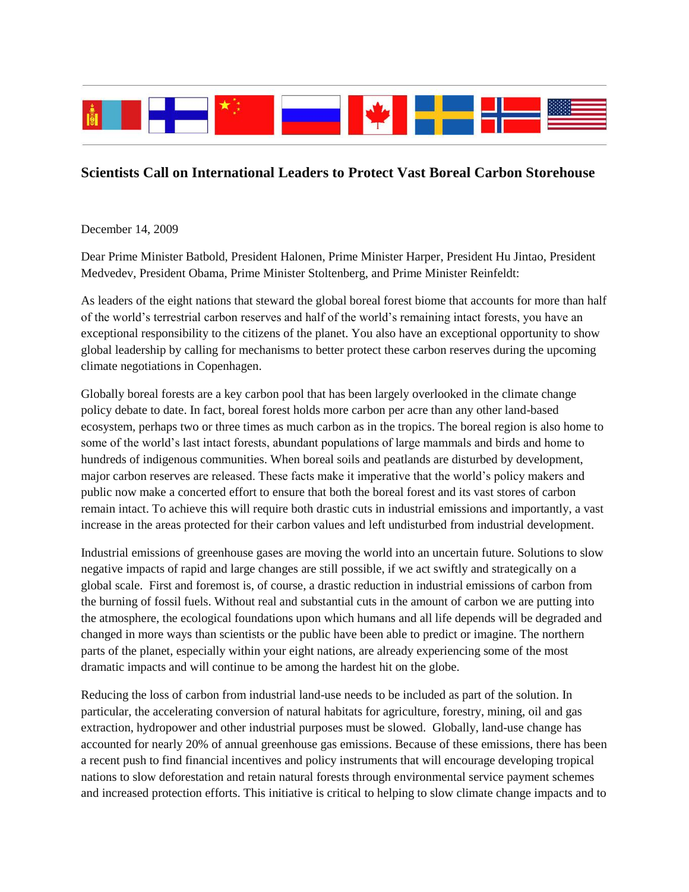# Scientists Call on International Leaders to Protect Vast Boreal Carbon Storehouse

December 14, 2009

Dear Prime Minister Batbold, President Halonen, Prime Minister Harper, President Hu Jintao, President Medvedev, President Obama, Prime Minister Stoltenberg, and Prime Minister Reinfeldt:

As leaders of the eight nations that steward the global boreal forest biome that accounts for more than half of the world's terrestrial carbon reserves and half of the world's remaining intact forests, you have an exceptional responsibility to the citizens of the planet. You also have an exceptional opportunity to show global leadership by calling for mechanisms to better protect these carbon reserves during the upcoming climate negotiations in Copenhagen.

Globally boreal forests are a key carbon pool that has been largely overlooked in the climate change policy debate to date. In fact, boreal forest holds more carbon per acre than any other land-based ecosystem, perhaps two or three times as much carbon as in the tropics. The boreal region is also home to some of the world's last intact forests, abundant populations of large mammals and birds and home to hundreds of indigenous communities. When boreal soils and peatlands are disturbed by development, major carbon reserves are released. These facts make it imperative that the world's policy makers and public now make a concerted effort to ensure that both the boreal forest and its vast stores of carbon remain intact. To achieve this will require both drastic cuts in industrial emissions and importantly, a vast increase in the areas protected for their carbon values and left undisturbed from industrial development.

Industrial emissions of greenhouse gases are moving the world into an uncertain future. Solutions to slow negative impacts of rapid and large changes are still possible, if we act swiftly and strategically on a global scale. First and foremost is, of course, a drastic reduction in industrial emissions of carbon from the burning of fossil fuels. Without real and substantial cuts in the amount of carbon we are putting into the atmosphere, the ecological foundations upon which humans and all life depends will be degraded and changed in more ways than scientists or the public have been able to predict or imagine. The northern parts of the planet, especially within your eight nations, are already experiencing some of the most dramatic impacts and will continue to be among the hardest hit on the globe.

Reducing the loss of carbon from industrial land-use needs to be included as part of the solution. In particular, the accelerating conversion of natural habitats for agriculture, forestry, mining, oil and gas extraction, hydropower and other industrial purposes must be slowed. Globally, land-use change has accounted for nearly 20% of annual greenhouse gas emissions. Because of these emissions, there has been a recent push to find financial incentives and policy instruments that will encourage developing tropical nations to slow deforestation and retain natural forests through environmental service payment schemes and increased protection efforts. This initiative is critical to helping to slow climate change impacts and to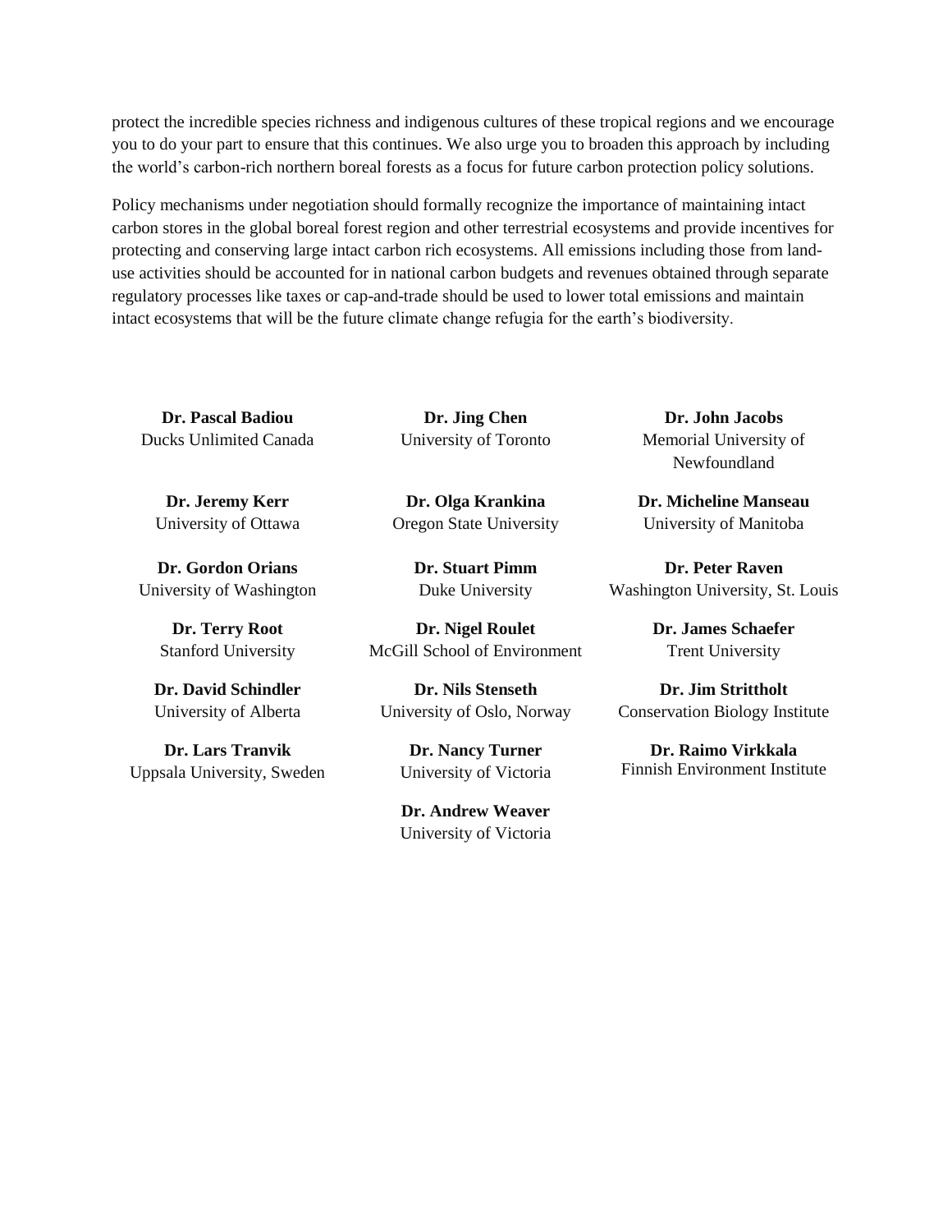protect the incredible species richness and indigenous cultures of these tropical regions and we encourage you to do your part to ensure that this continues. We also urge you to broaden this approach by including the world's carbon-rich northern boreal forests as a focus for future carbon protection policy solutions.

Policy mechanisms under negotiation should formally recognize the importance of maintaining intact carbon stores in the global boreal forest region and other terrestrial ecosystems and provide incentives for protecting and conserving large intact carbon rich ecosystems. All emissions including those from land-use activities should be accounted for in national carbon budgets and revenues obtained through separate regulatory processes like taxes or cap-and-trade should be used to lower total emissions and maintain intact ecosystems that will be the future climate change refugia for the earth's biodiversity.

**Dr. Pascal Badiou**
Ducks Unlimited Canada

**Dr. Jing Chen**
University of Toronto

**Dr. John Jacobs**
Memorial University of Newfoundland

**Dr. Jeremy Kerr**
University of Ottawa

**Dr. Olga Krankina**
Oregon State University

**Dr. Micheline Manseau**
University of Manitoba

**Dr. Gordon Orians**
University of Washington

**Dr. Stuart Pimm**
Duke University

**Dr. Peter Raven**
Washington University, St. Louis

**Dr. Terry Root**
Stanford University

**Dr. Nigel Roulet**
McGill School of Environment

**Dr. James Schaefer**
Trent University

**Dr. David Schindler**
University of Alberta

**Dr. Nils Stenseth**
University of Oslo, Norway

**Dr. Jim Strittholt**
Conservation Biology Institute

**Dr. Lars Tranvik**
Uppsala University, Sweden

**Dr. Nancy Turner**
University of Victoria

**Dr. Raimo Virkkala**
Finnish Environment Institute

**Dr. Andrew Weaver**
University of Victoria